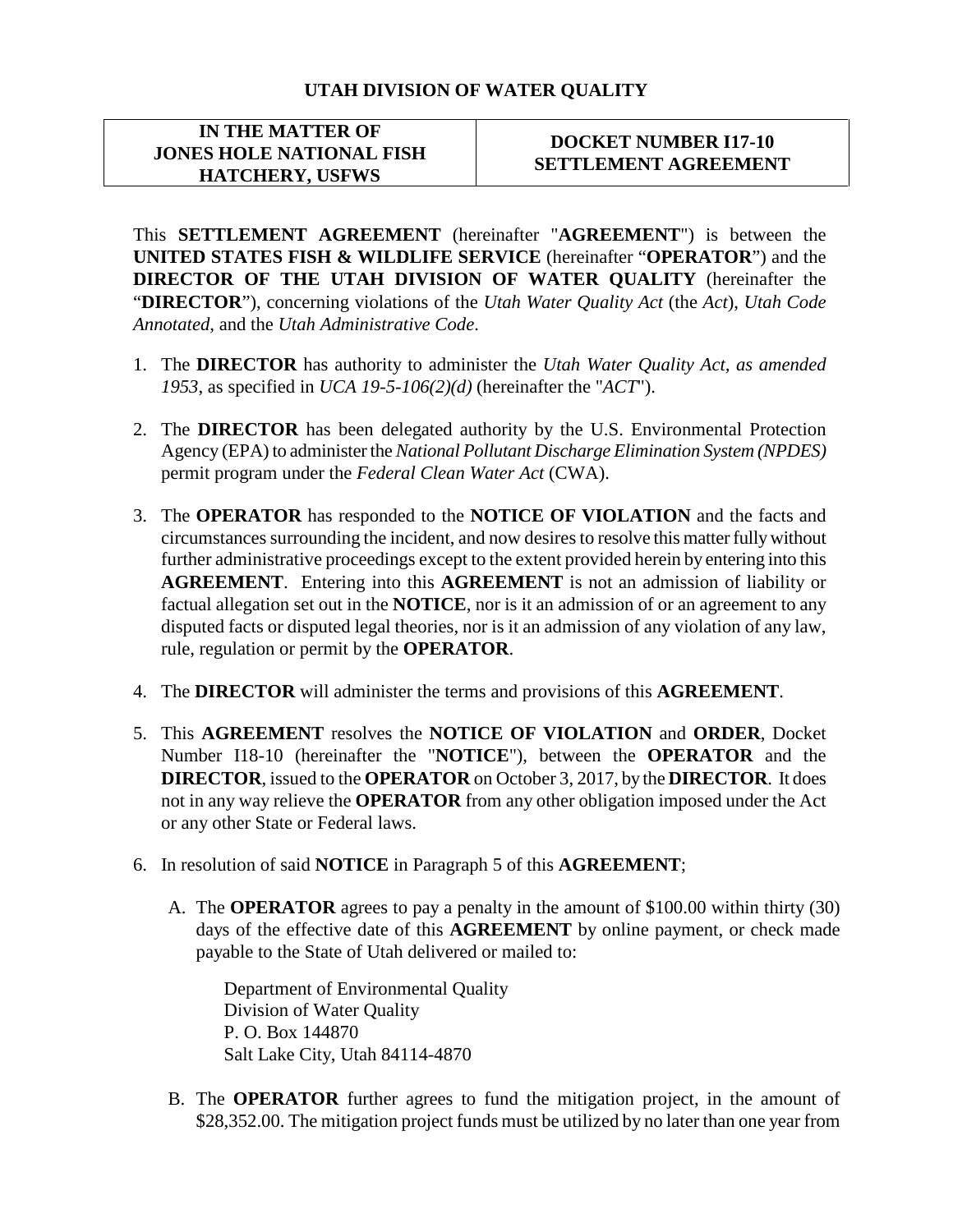## UTAH DIVISION OF WATER QUALITY

| IN THE MATTER OF JONES HOLE NATIONAL FISH HATCHERY, USFWS | DOCKET NUMBER I17-10 SETTLEMENT AGREEMENT |
|---|---|

This **SETTLEMENT AGREEMENT** (hereinafter "**AGREEMENT**") is between the **UNITED STATES FISH & WILDLIFE SERVICE** (hereinafter "**OPERATOR**") and the **DIRECTOR OF THE UTAH DIVISION OF WATER QUALITY** (hereinafter the "**DIRECTOR**"), concerning violations of the *Utah Water Quality Act* (the *Act*), *Utah Code Annotated*, and the *Utah Administrative Code*.

1. The **DIRECTOR** has authority to administer the *Utah Water Quality Act, as amended 1953*, as specified in *UCA 19-5-106(2)(d)* (hereinafter the "*ACT*").

2. The **DIRECTOR** has been delegated authority by the U.S. Environmental Protection Agency (EPA) to administer the *National Pollutant Discharge Elimination System (NPDES)* permit program under the *Federal Clean Water Act* (CWA).

3. The **OPERATOR** has responded to the **NOTICE OF VIOLATION** and the facts and circumstances surrounding the incident, and now desires to resolve this matter fully without further administrative proceedings except to the extent provided herein by entering into this **AGREEMENT**. Entering into this **AGREEMENT** is not an admission of liability or factual allegation set out in the **NOTICE**, nor is it an admission of or an agreement to any disputed facts or disputed legal theories, nor is it an admission of any violation of any law, rule, regulation or permit by the **OPERATOR**.

4. The **DIRECTOR** will administer the terms and provisions of this **AGREEMENT**.

5. This **AGREEMENT** resolves the **NOTICE OF VIOLATION** and **ORDER**, Docket Number I18-10 (hereinafter the "**NOTICE**"), between the **OPERATOR** and the **DIRECTOR**, issued to the **OPERATOR** on October 3, 2017, by the **DIRECTOR**. It does not in any way relieve the **OPERATOR** from any other obligation imposed under the Act or any other State or Federal laws.

6. In resolution of said **NOTICE** in Paragraph 5 of this **AGREEMENT**;

   A. The **OPERATOR** agrees to pay a penalty in the amount of $100.00 within thirty (30) days of the effective date of this **AGREEMENT** by online payment, or check made payable to the State of Utah delivered or mailed to:

      Department of Environmental Quality
      Division of Water Quality
      P. O. Box 144870
      Salt Lake City, Utah 84114-4870

   B. The **OPERATOR** further agrees to fund the mitigation project, in the amount of $28,352.00. The mitigation project funds must be utilized by no later than one year from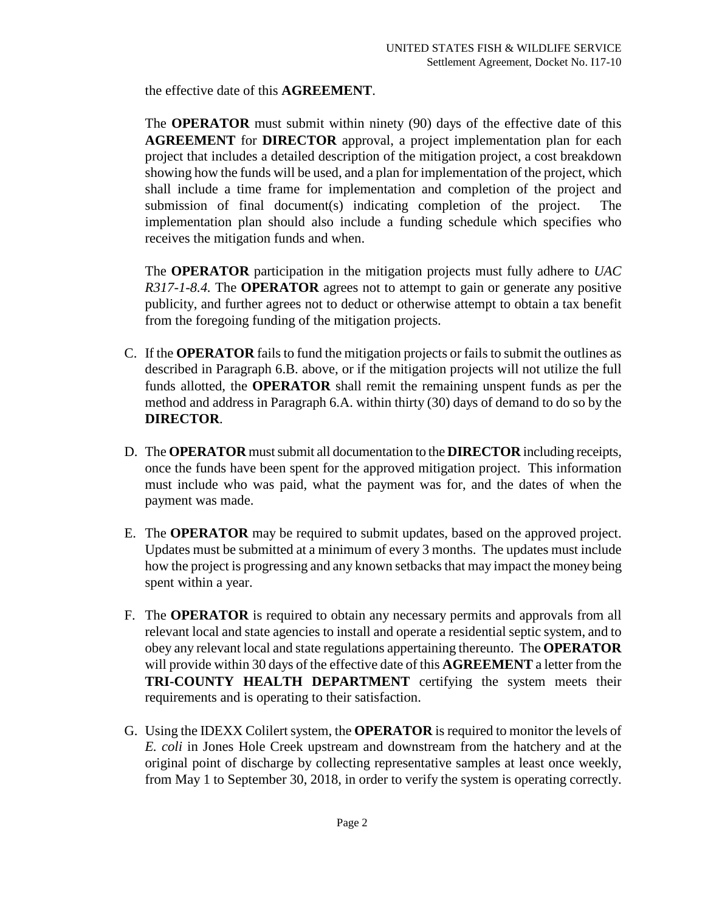the effective date of this **AGREEMENT**.

The **OPERATOR** must submit within ninety (90) days of the effective date of this **AGREEMENT** for **DIRECTOR** approval, a project implementation plan for each project that includes a detailed description of the mitigation project, a cost breakdown showing how the funds will be used, and a plan for implementation of the project, which shall include a time frame for implementation and completion of the project and submission of final document(s) indicating completion of the project. The implementation plan should also include a funding schedule which specifies who receives the mitigation funds and when.

The **OPERATOR** participation in the mitigation projects must fully adhere to *UAC R317-1-8.4.* The **OPERATOR** agrees not to attempt to gain or generate any positive publicity, and further agrees not to deduct or otherwise attempt to obtain a tax benefit from the foregoing funding of the mitigation projects.

C. If the **OPERATOR** fails to fund the mitigation projects or fails to submit the outlines as described in Paragraph 6.B. above, or if the mitigation projects will not utilize the full funds allotted, the **OPERATOR** shall remit the remaining unspent funds as per the method and address in Paragraph 6.A. within thirty (30) days of demand to do so by the **DIRECTOR**.

D. The **OPERATOR** must submit all documentation to the **DIRECTOR** including receipts, once the funds have been spent for the approved mitigation project. This information must include who was paid, what the payment was for, and the dates of when the payment was made.

E. The **OPERATOR** may be required to submit updates, based on the approved project. Updates must be submitted at a minimum of every 3 months. The updates must include how the project is progressing and any known setbacks that may impact the money being spent within a year.

F. The **OPERATOR** is required to obtain any necessary permits and approvals from all relevant local and state agencies to install and operate a residential septic system, and to obey any relevant local and state regulations appertaining thereunto. The **OPERATOR** will provide within 30 days of the effective date of this **AGREEMENT** a letter from the **TRI-COUNTY HEALTH DEPARTMENT** certifying the system meets their requirements and is operating to their satisfaction.

G. Using the IDEXX Colilert system, the **OPERATOR** is required to monitor the levels of *E. coli* in Jones Hole Creek upstream and downstream from the hatchery and at the original point of discharge by collecting representative samples at least once weekly, from May 1 to September 30, 2018, in order to verify the system is operating correctly.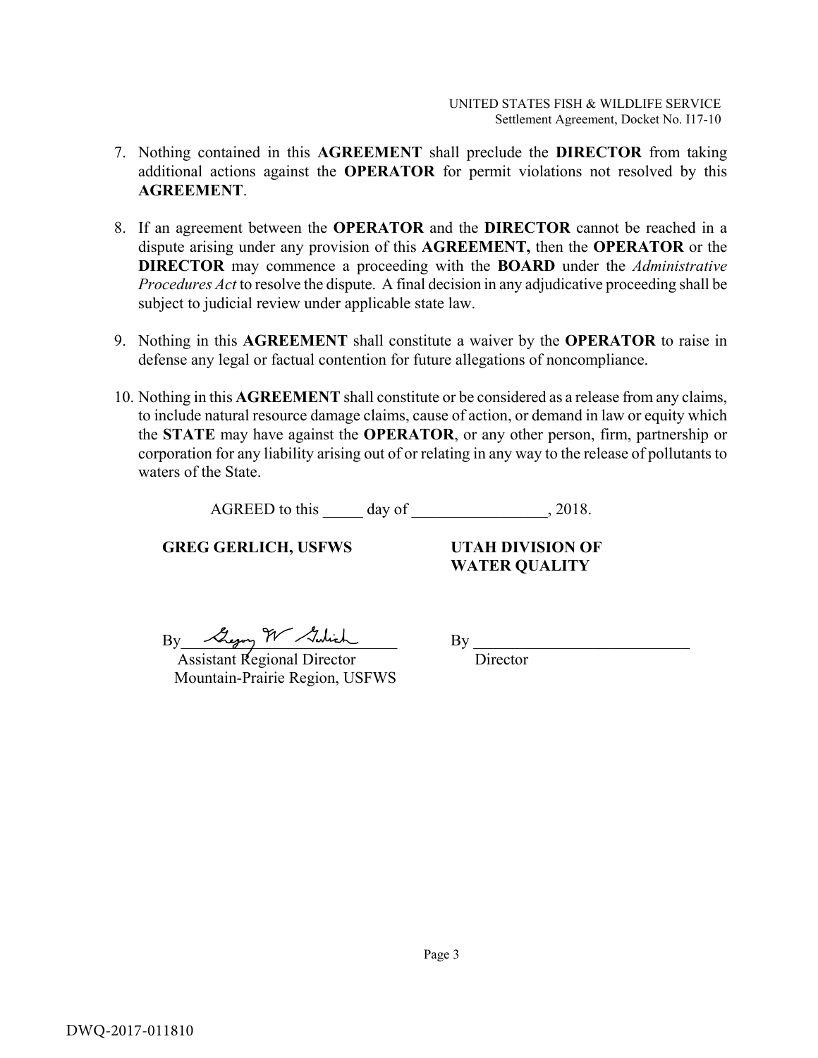7. Nothing contained in this **AGREEMENT** shall preclude the **DIRECTOR** from taking additional actions against the **OPERATOR** for permit violations not resolved by this **AGREEMENT**.

8. If an agreement between the **OPERATOR** and the **DIRECTOR** cannot be reached in a dispute arising under any provision of this **AGREEMENT,** then the **OPERATOR** or the **DIRECTOR** may commence a proceeding with the **BOARD** under the *Administrative Procedures Act* to resolve the dispute. A final decision in any adjudicative proceeding shall be subject to judicial review under applicable state law.

9. Nothing in this **AGREEMENT** shall constitute a waiver by the **OPERATOR** to raise in defense any legal or factual contention for future allegations of noncompliance.

10. Nothing in this **AGREEMENT** shall constitute or be considered as a release from any claims, to include natural resource damage claims, cause of action, or demand in law or equity which the **STATE** may have against the **OPERATOR**, or any other person, firm, partnership or corporation for any liability arising out of or relating in any way to the release of pollutants to waters of the State.

AGREED to this _____ day of _________________, 2018.

**GREG GERLICH, USFWS**

By Gregory W Gerlich
Assistant Regional Director
Mountain-Prairie Region, USFWS

**UTAH DIVISION OF WATER QUALITY**

By ___________________________
Director

DWQ-2017-011810